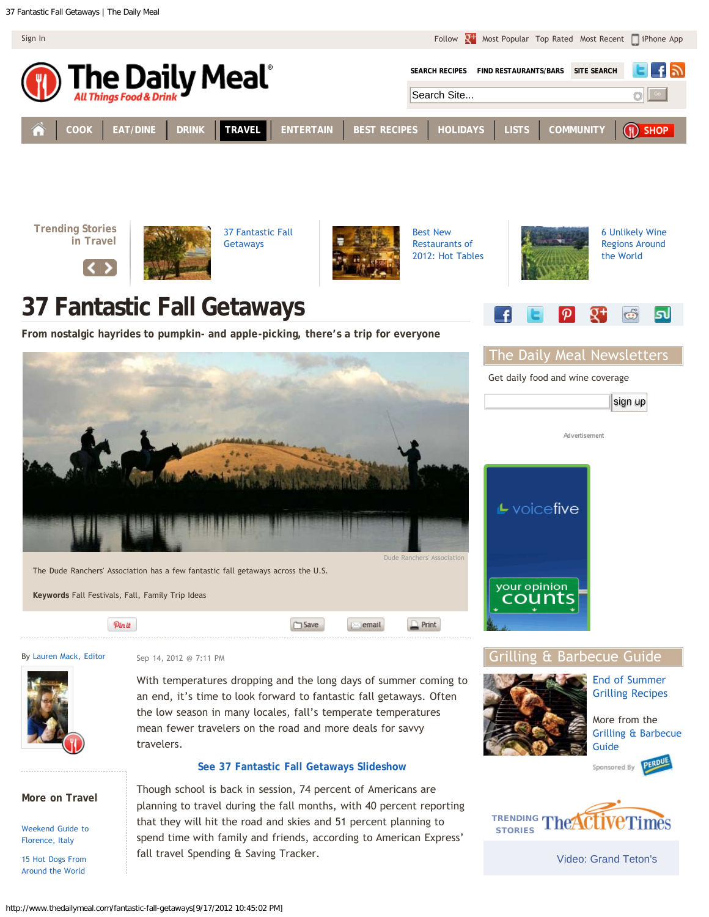# 37 Fantastic Fall Getaways

**From nostalgic hayrides to pumpkin- and apple-picking, there's a trip for everyone**

Dude Ranchers' Association

The Dude Ranchers' Association has a few fantastic fall getaways across the U.S.

**Keywords** Fall Festivals, Fall, Family Trip Ideas

By Lauren Mack, Editor

Sep 14, 2012 @ 7:11 PM

With temperatures dropping and the long days of summer coming to an end, it's time to look forward to fantastic fall getaways. Often the low season in many locales, fall's temperate temperatures mean fewer travelers on the road and more deals for savvy travelers.

**See 37 Fantastic Fall Getaways Slideshow**

Though school is back in session, 74 percent of Americans are planning to travel during the fall months, with 40 percent reporting that they will hit the road and skies and 51 percent planning to spend time with family and friends, according to American Express' fall travel Spending & Saving Tracker.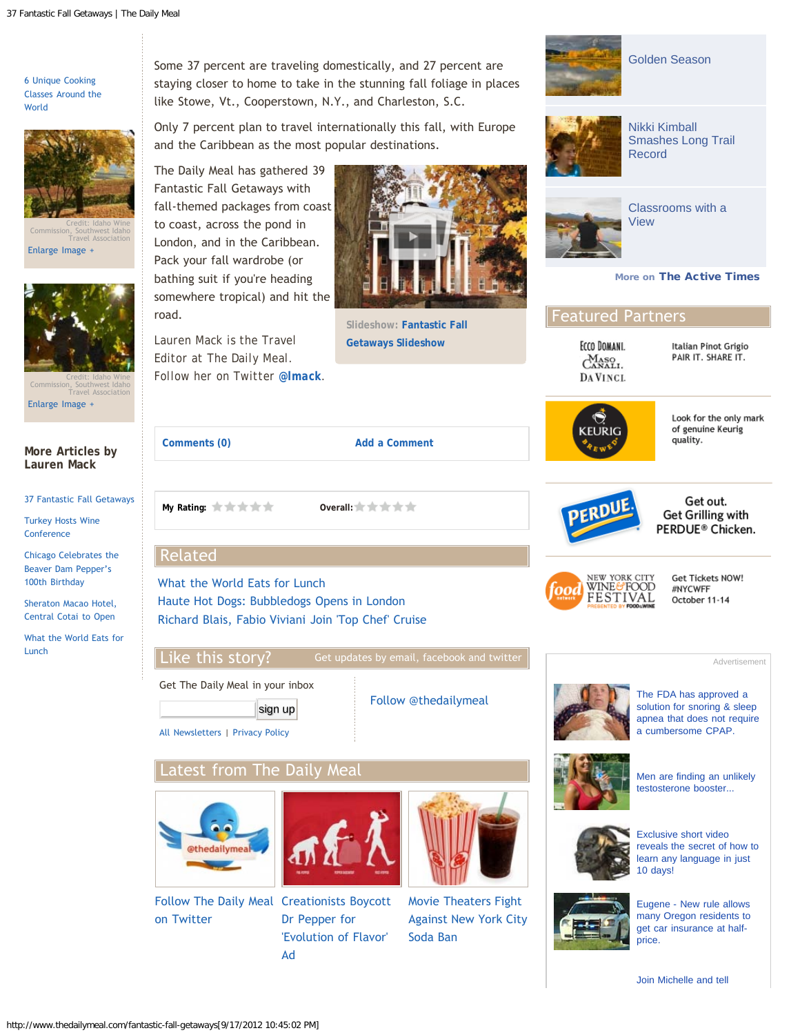6 Unique Cooking Classes Around the World

Credit: Idaho Wine Commission, Southwest Idaho Travel Association
Enlarge Image +

Credit: Idaho Wine Commission, Southwest Idaho Travel Association
Enlarge Image +

### More Articles by Lauren Mack

37 Fantastic Fall Getaways

Turkey Hosts Wine Conference

Chicago Celebrates the Beaver Dam Pepper's 100th Birthday

Sheraton Macao Hotel, Central Cotai to Open

What the World Eats for Lunch

Some 37 percent are traveling domestically, and 27 percent are staying closer to home to take in the stunning fall foliage in places like Stowe, Vt., Cooperstown, N.Y., and Charleston, S.C.

Only 7 percent plan to travel internationally this fall, with Europe and the Caribbean as the most popular destinations.

The Daily Meal has gathered 39 Fantastic Fall Getaways with fall-themed packages from coast to coast, across the pond in London, and in the Caribbean. Pack your fall wardrobe (or bathing suit if you're heading somewhere tropical) and hit the road.

Slideshow: **Fantastic Fall Getaways Slideshow**

Lauren Mack is the Travel Editor at The Daily Meal. Follow her on Twitter **@lmack**.

**Comments (0)** **Add a Comment**

**My Rating:** **Overall:**

## Related

What the World Eats for Lunch

Haute Hot Dogs: Bubbledogs Opens in London

Richard Blais, Fabio Viviani Join 'Top Chef' Cruise

## Like this story?

Get updates by email, facebook and twitter

Get The Daily Meal in your inbox

sign up

All Newsletters | Privacy Policy

Follow @thedailymeal

## Latest from The Daily Meal

Follow The Daily Meal on Twitter

Creationists Boycott Dr Pepper for 'Evolution of Flavor' Ad

Movie Theaters Fight Against New York City Soda Ban

Golden Season

Nikki Kimball Smashes Long Trail Record

Classrooms with a View

More on **The Active Times**

## Featured Partners

Ecco Domani. Maso Canali. Da Vinci. — Italian Pinot Grigio PAIR IT. SHARE IT.

Keurig Brewed — Look for the only mark of genuine Keurig quality.

Perdue — Get out. Get Grilling with PERDUE® Chicken.

New York City Wine & Food Festival — Get Tickets NOW! #NYCWFF October 11-14

Advertisement

The FDA has approved a solution for snoring & sleep apnea that does not require a cumbersome CPAP.

Men are finding an unlikely testosterone booster...

Exclusive short video reveals the secret of how to learn any language in just 10 days!

Eugene - New rule allows many Oregon residents to get car insurance at half-price.

Join Michelle and tell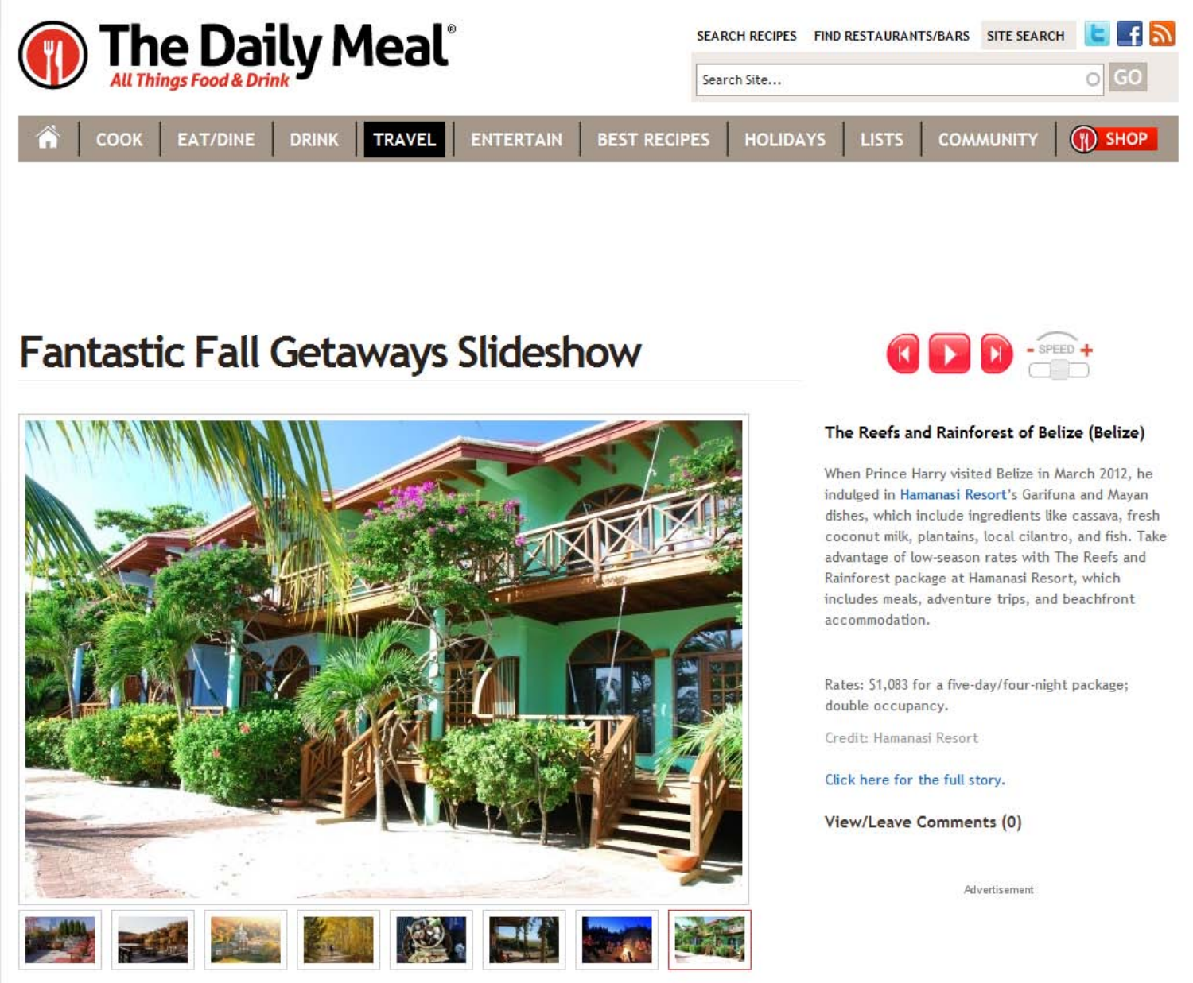# The Daily Meal

All Things Food & Drink

SEARCH RECIPES | FIND RESTAURANTS/BARS | SITE SEARCH

Search Site... GO

HOME | COOK | EAT/DINE | DRINK | TRAVEL | ENTERTAIN | BEST RECIPES | HOLIDAYS | LISTS | COMMUNITY | SHOP

# Fantastic Fall Getaways Slideshow

SPEED

### The Reefs and Rainforest of Belize (Belize)

When Prince Harry visited Belize in March 2012, he indulged in Hamanasi Resort's Garifuna and Mayan dishes, which include ingredients like cassava, fresh coconut milk, plantains, local cilantro, and fish. Take advantage of low-season rates with The Reefs and Rainforest package at Hamanasi Resort, which includes meals, adventure trips, and beachfront accommodation.

Rates: $1,083 for a five-day/four-night package; double occupancy.

Credit: Hamanasi Resort

Click here for the full story.

**View/Leave Comments (0)**

Advertisement